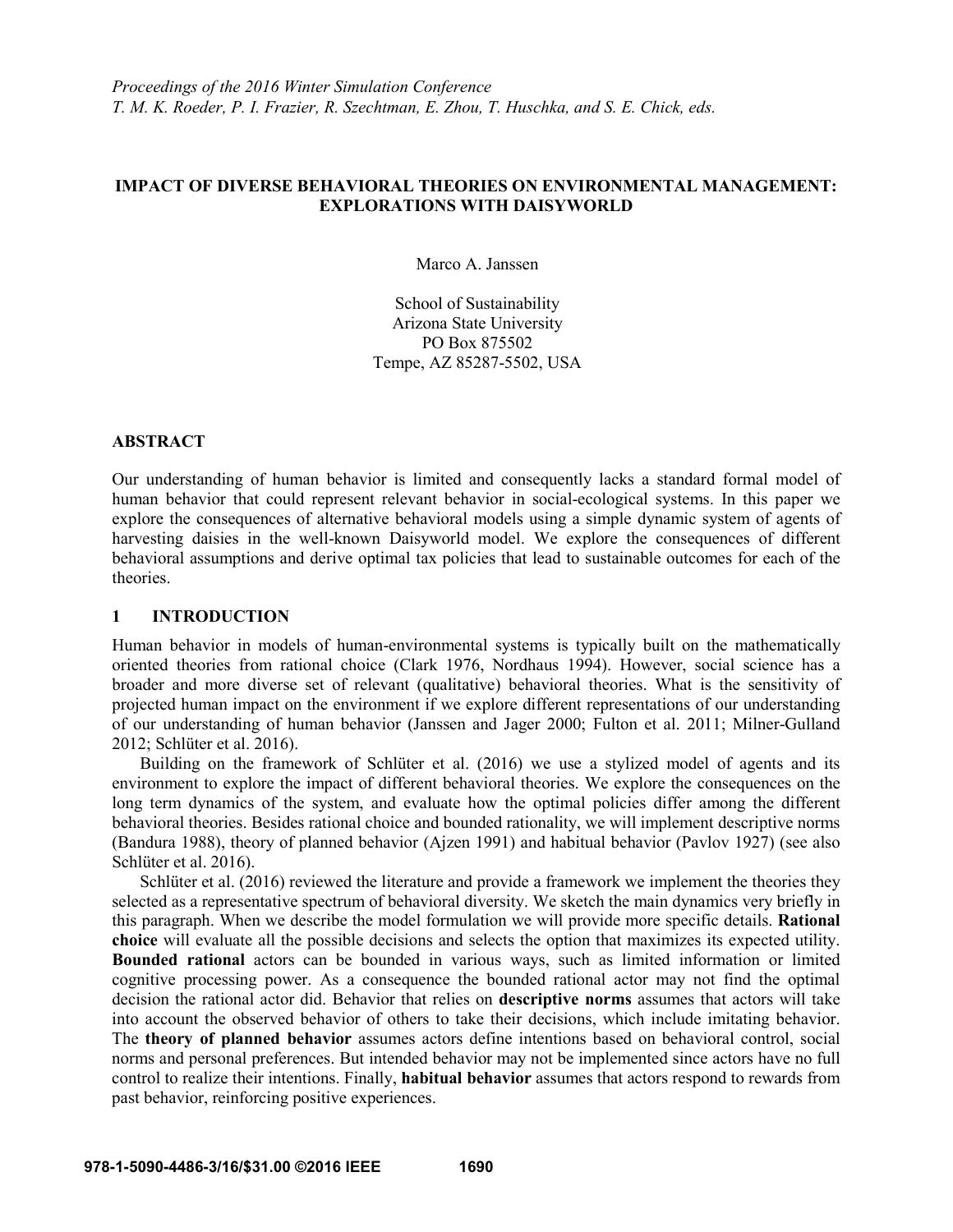*Proceedings of the 2016 Winter Simulation Conference*
*T. M. K. Roeder, P. I. Frazier, R. Szechtman, E. Zhou, T. Huschka, and S. E. Chick, eds.*

# IMPACT OF DIVERSE BEHAVIORAL THEORIES ON ENVIRONMENTAL MANAGEMENT: EXPLORATIONS WITH DAISYWORLD

Marco A. Janssen

School of Sustainability
Arizona State University
PO Box 875502
Tempe, AZ 85287-5502, USA

## ABSTRACT

Our understanding of human behavior is limited and consequently lacks a standard formal model of human behavior that could represent relevant behavior in social-ecological systems. In this paper we explore the consequences of alternative behavioral models using a simple dynamic system of agents of harvesting daisies in the well-known Daisyworld model. We explore the consequences of different behavioral assumptions and derive optimal tax policies that lead to sustainable outcomes for each of the theories.

## 1 INTRODUCTION

Human behavior in models of human-environmental systems is typically built on the mathematically oriented theories from rational choice (Clark 1976, Nordhaus 1994). However, social science has a broader and more diverse set of relevant (qualitative) behavioral theories. What is the sensitivity of projected human impact on the environment if we explore different representations of our understanding of our understanding of human behavior (Janssen and Jager 2000; Fulton et al. 2011; Milner-Gulland 2012; Schlüter et al. 2016).

Building on the framework of Schlüter et al. (2016) we use a stylized model of agents and its environment to explore the impact of different behavioral theories. We explore the consequences on the long term dynamics of the system, and evaluate how the optimal policies differ among the different behavioral theories. Besides rational choice and bounded rationality, we will implement descriptive norms (Bandura 1988), theory of planned behavior (Ajzen 1991) and habitual behavior (Pavlov 1927) (see also Schlüter et al. 2016).

Schlüter et al. (2016) reviewed the literature and provide a framework we implement the theories they selected as a representative spectrum of behavioral diversity. We sketch the main dynamics very briefly in this paragraph. When we describe the model formulation we will provide more specific details. **Rational choice** will evaluate all the possible decisions and selects the option that maximizes its expected utility. **Bounded rational** actors can be bounded in various ways, such as limited information or limited cognitive processing power. As a consequence the bounded rational actor may not find the optimal decision the rational actor did. Behavior that relies on **descriptive norms** assumes that actors will take into account the observed behavior of others to take their decisions, which include imitating behavior. The **theory of planned behavior** assumes actors define intentions based on behavioral control, social norms and personal preferences. But intended behavior may not be implemented since actors have no full control to realize their intentions. Finally, **habitual behavior** assumes that actors respond to rewards from past behavior, reinforcing positive experiences.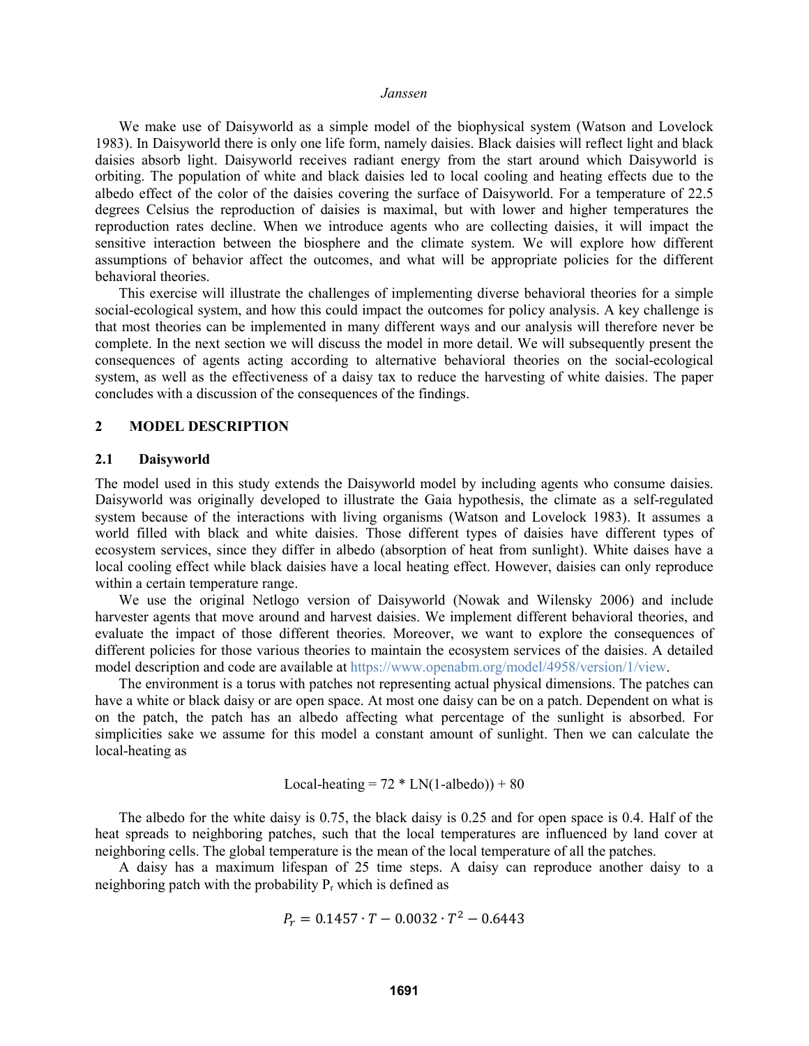We make use of Daisyworld as a simple model of the biophysical system (Watson and Lovelock 1983). In Daisyworld there is only one life form, namely daisies. Black daisies will reflect light and black daisies absorb light. Daisyworld receives radiant energy from the start around which Daisyworld is orbiting. The population of white and black daisies led to local cooling and heating effects due to the albedo effect of the color of the daisies covering the surface of Daisyworld. For a temperature of 22.5 degrees Celsius the reproduction of daisies is maximal, but with lower and higher temperatures the reproduction rates decline. When we introduce agents who are collecting daisies, it will impact the sensitive interaction between the biosphere and the climate system. We will explore how different assumptions of behavior affect the outcomes, and what will be appropriate policies for the different behavioral theories.

This exercise will illustrate the challenges of implementing diverse behavioral theories for a simple social-ecological system, and how this could impact the outcomes for policy analysis. A key challenge is that most theories can be implemented in many different ways and our analysis will therefore never be complete. In the next section we will discuss the model in more detail. We will subsequently present the consequences of agents acting according to alternative behavioral theories on the social-ecological system, as well as the effectiveness of a daisy tax to reduce the harvesting of white daisies. The paper concludes with a discussion of the consequences of the findings.

## 2 MODEL DESCRIPTION

### 2.1 Daisyworld

The model used in this study extends the Daisyworld model by including agents who consume daisies. Daisyworld was originally developed to illustrate the Gaia hypothesis, the climate as a self-regulated system because of the interactions with living organisms (Watson and Lovelock 1983). It assumes a world filled with black and white daisies. Those different types of daisies have different types of ecosystem services, since they differ in albedo (absorption of heat from sunlight). White daises have a local cooling effect while black daisies have a local heating effect. However, daisies can only reproduce within a certain temperature range.

We use the original Netlogo version of Daisyworld (Nowak and Wilensky 2006) and include harvester agents that move around and harvest daisies. We implement different behavioral theories, and evaluate the impact of those different theories. Moreover, we want to explore the consequences of different policies for those various theories to maintain the ecosystem services of the daisies. A detailed model description and code are available at https://www.openabm.org/model/4958/version/1/view.

The environment is a torus with patches not representing actual physical dimensions. The patches can have a white or black daisy or are open space. At most one daisy can be on a patch. Dependent on what is on the patch, the patch has an albedo affecting what percentage of the sunlight is absorbed. For simplicities sake we assume for this model a constant amount of sunlight. Then we can calculate the local-heating as

$$\text{Local-heating} = 72 * \text{LN}(1\text{-albedo})) + 80$$

The albedo for the white daisy is 0.75, the black daisy is 0.25 and for open space is 0.4. Half of the heat spreads to neighboring patches, such that the local temperatures are influenced by land cover at neighboring cells. The global temperature is the mean of the local temperature of all the patches.

A daisy has a maximum lifespan of 25 time steps. A daisy can reproduce another daisy to a neighboring patch with the probability $P_r$ which is defined as

$$P_r = 0.1457 \cdot T - 0.0032 \cdot T^2 - 0.6443$$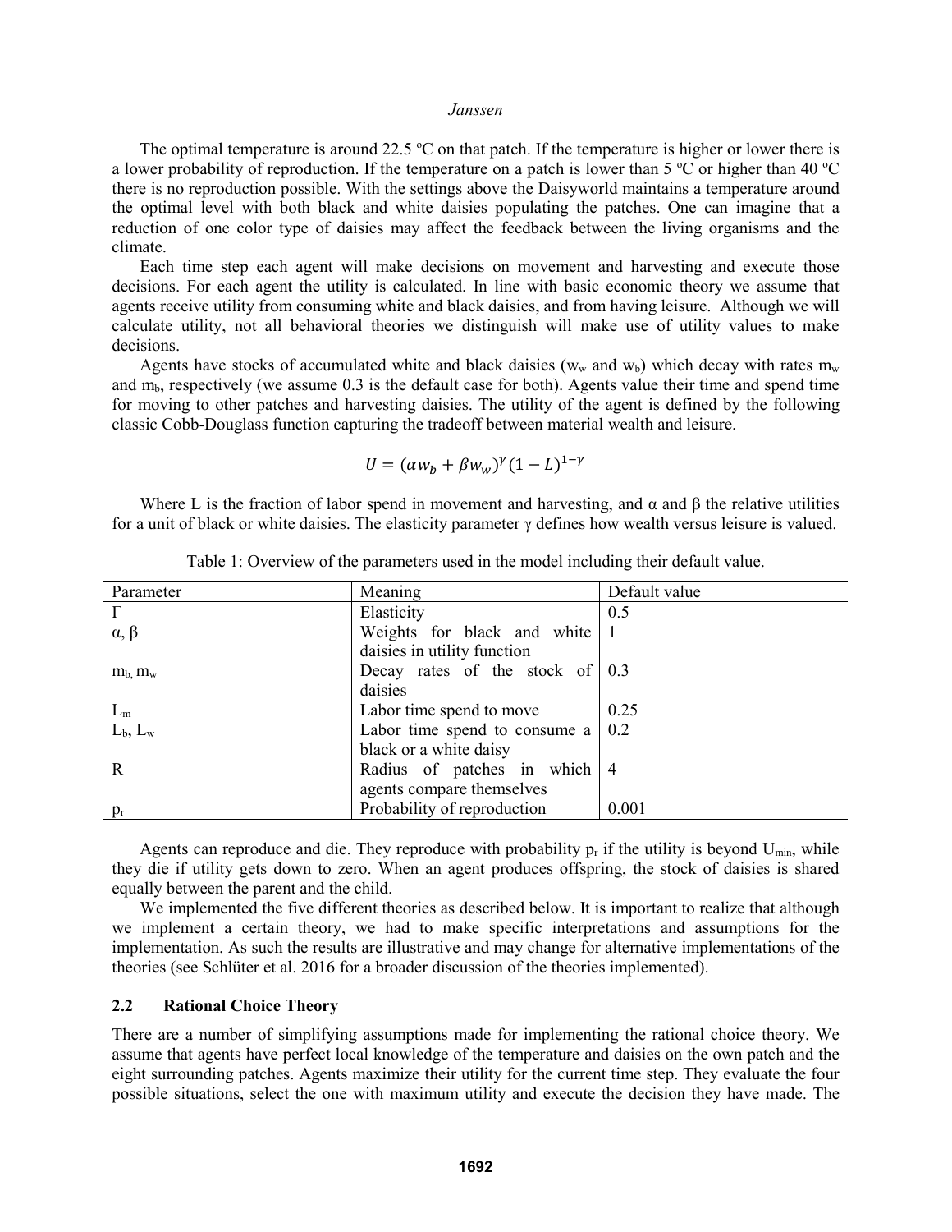The optimal temperature is around 22.5 ºC on that patch. If the temperature is higher or lower there is a lower probability of reproduction. If the temperature on a patch is lower than 5 ºC or higher than 40 ºC there is no reproduction possible. With the settings above the Daisyworld maintains a temperature around the optimal level with both black and white daisies populating the patches. One can imagine that a reduction of one color type of daisies may affect the feedback between the living organisms and the climate.

Each time step each agent will make decisions on movement and harvesting and execute those decisions. For each agent the utility is calculated. In line with basic economic theory we assume that agents receive utility from consuming white and black daisies, and from having leisure. Although we will calculate utility, not all behavioral theories we distinguish will make use of utility values to make decisions.

Agents have stocks of accumulated white and black daisies ($w_w$ and $w_b$) which decay with rates $m_w$ and $m_b$, respectively (we assume 0.3 is the default case for both). Agents value their time and spend time for moving to other patches and harvesting daisies. The utility of the agent is defined by the following classic Cobb-Douglass function capturing the tradeoff between material wealth and leisure.

$$U = (\alpha w_b + \beta w_w)^{\gamma}(1 - L)^{1-\gamma}$$

Where L is the fraction of labor spend in movement and harvesting, and α and β the relative utilities for a unit of black or white daisies. The elasticity parameter γ defines how wealth versus leisure is valued.

Table 1: Overview of the parameters used in the model including their default value.

| Parameter | Meaning | Default value |
|---|---|---|
| $\Gamma$ | Elasticity | 0.5 |
| $\alpha$, $\beta$ | Weights for black and white daisies in utility function | 1 |
| $m_b$, $m_w$ | Decay rates of the stock of daisies | 0.3 |
| $L_m$ | Labor time spend to move | 0.25 |
| $L_b$, $L_w$ | Labor time spend to consume a black or a white daisy | 0.2 |
| R | Radius of patches in which agents compare themselves | 4 |
| $p_r$ | Probability of reproduction | 0.001 |

Agents can reproduce and die. They reproduce with probability $p_r$ if the utility is beyond $U_{min}$, while they die if utility gets down to zero. When an agent produces offspring, the stock of daisies is shared equally between the parent and the child.

We implemented the five different theories as described below. It is important to realize that although we implement a certain theory, we had to make specific interpretations and assumptions for the implementation. As such the results are illustrative and may change for alternative implementations of the theories (see Schlüter et al. 2016 for a broader discussion of the theories implemented).

## 2.2 Rational Choice Theory

There are a number of simplifying assumptions made for implementing the rational choice theory. We assume that agents have perfect local knowledge of the temperature and daisies on the own patch and the eight surrounding patches. Agents maximize their utility for the current time step. They evaluate the four possible situations, select the one with maximum utility and execute the decision they have made. The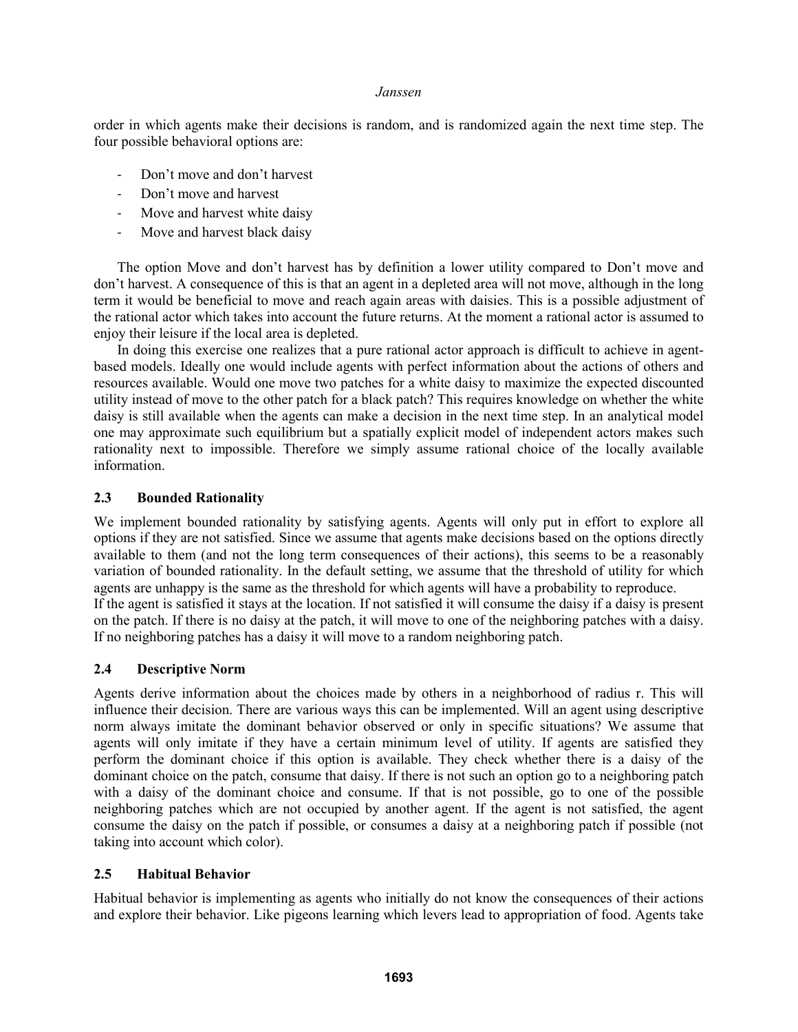order in which agents make their decisions is random, and is randomized again the next time step. The four possible behavioral options are:

- Don't move and don't harvest
- Don't move and harvest
- Move and harvest white daisy
- Move and harvest black daisy

The option Move and don't harvest has by definition a lower utility compared to Don't move and don't harvest. A consequence of this is that an agent in a depleted area will not move, although in the long term it would be beneficial to move and reach again areas with daisies. This is a possible adjustment of the rational actor which takes into account the future returns. At the moment a rational actor is assumed to enjoy their leisure if the local area is depleted.

In doing this exercise one realizes that a pure rational actor approach is difficult to achieve in agent-based models. Ideally one would include agents with perfect information about the actions of others and resources available. Would one move two patches for a white daisy to maximize the expected discounted utility instead of move to the other patch for a black patch? This requires knowledge on whether the white daisy is still available when the agents can make a decision in the next time step. In an analytical model one may approximate such equilibrium but a spatially explicit model of independent actors makes such rationality next to impossible. Therefore we simply assume rational choice of the locally available information.

### 2.3 Bounded Rationality

We implement bounded rationality by satisfying agents. Agents will only put in effort to explore all options if they are not satisfied. Since we assume that agents make decisions based on the options directly available to them (and not the long term consequences of their actions), this seems to be a reasonably variation of bounded rationality. In the default setting, we assume that the threshold of utility for which agents are unhappy is the same as the threshold for which agents will have a probability to reproduce.
If the agent is satisfied it stays at the location. If not satisfied it will consume the daisy if a daisy is present on the patch. If there is no daisy at the patch, it will move to one of the neighboring patches with a daisy. If no neighboring patches has a daisy it will move to a random neighboring patch.

### 2.4 Descriptive Norm

Agents derive information about the choices made by others in a neighborhood of radius r. This will influence their decision. There are various ways this can be implemented. Will an agent using descriptive norm always imitate the dominant behavior observed or only in specific situations? We assume that agents will only imitate if they have a certain minimum level of utility. If agents are satisfied they perform the dominant choice if this option is available. They check whether there is a daisy of the dominant choice on the patch, consume that daisy. If there is not such an option go to a neighboring patch with a daisy of the dominant choice and consume. If that is not possible, go to one of the possible neighboring patches which are not occupied by another agent. If the agent is not satisfied, the agent consume the daisy on the patch if possible, or consumes a daisy at a neighboring patch if possible (not taking into account which color).

### 2.5 Habitual Behavior

Habitual behavior is implementing as agents who initially do not know the consequences of their actions and explore their behavior. Like pigeons learning which levers lead to appropriation of food. Agents take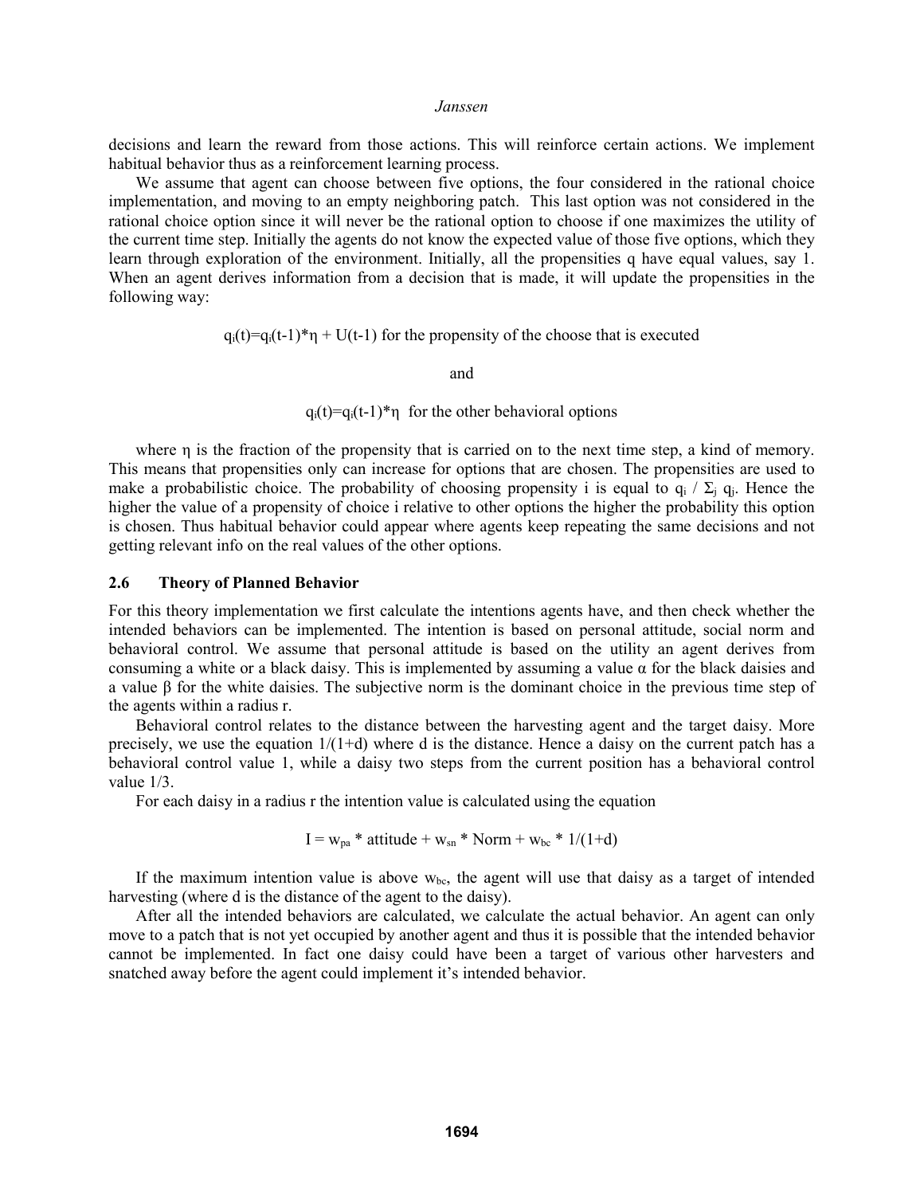decisions and learn the reward from those actions. This will reinforce certain actions. We implement habitual behavior thus as a reinforcement learning process.

We assume that agent can choose between five options, the four considered in the rational choice implementation, and moving to an empty neighboring patch. This last option was not considered in the rational choice option since it will never be the rational option to choose if one maximizes the utility of the current time step. Initially the agents do not know the expected value of those five options, which they learn through exploration of the environment. Initially, all the propensities q have equal values, say 1. When an agent derives information from a decision that is made, it will update the propensities in the following way:

$$q_i(t)=q_i(t-1)*\eta + U(t-1) \text{ for the propensity of the choose that is executed}$$

and

$$q_i(t)=q_i(t-1)*\eta \text{ for the other behavioral options}$$

where $\eta$ is the fraction of the propensity that is carried on to the next time step, a kind of memory. This means that propensities only can increase for options that are chosen. The propensities are used to make a probabilistic choice. The probability of choosing propensity i is equal to $q_i / \Sigma_j q_j$. Hence the higher the value of a propensity of choice i relative to other options the higher the probability this option is chosen. Thus habitual behavior could appear where agents keep repeating the same decisions and not getting relevant info on the real values of the other options.

### 2.6 Theory of Planned Behavior

For this theory implementation we first calculate the intentions agents have, and then check whether the intended behaviors can be implemented. The intention is based on personal attitude, social norm and behavioral control. We assume that personal attitude is based on the utility an agent derives from consuming a white or a black daisy. This is implemented by assuming a value $\alpha$ for the black daisies and a value $\beta$ for the white daisies. The subjective norm is the dominant choice in the previous time step of the agents within a radius r.

Behavioral control relates to the distance between the harvesting agent and the target daisy. More precisely, we use the equation $1/(1+d)$ where d is the distance. Hence a daisy on the current patch has a behavioral control value 1, while a daisy two steps from the current position has a behavioral control value 1/3.

For each daisy in a radius r the intention value is calculated using the equation

$$I = w_{pa} * \text{attitude} + w_{sn} * \text{Norm} + w_{bc} * 1/(1+d)$$

If the maximum intention value is above $w_{bc}$, the agent will use that daisy as a target of intended harvesting (where d is the distance of the agent to the daisy).

After all the intended behaviors are calculated, we calculate the actual behavior. An agent can only move to a patch that is not yet occupied by another agent and thus it is possible that the intended behavior cannot be implemented. In fact one daisy could have been a target of various other harvesters and snatched away before the agent could implement it's intended behavior.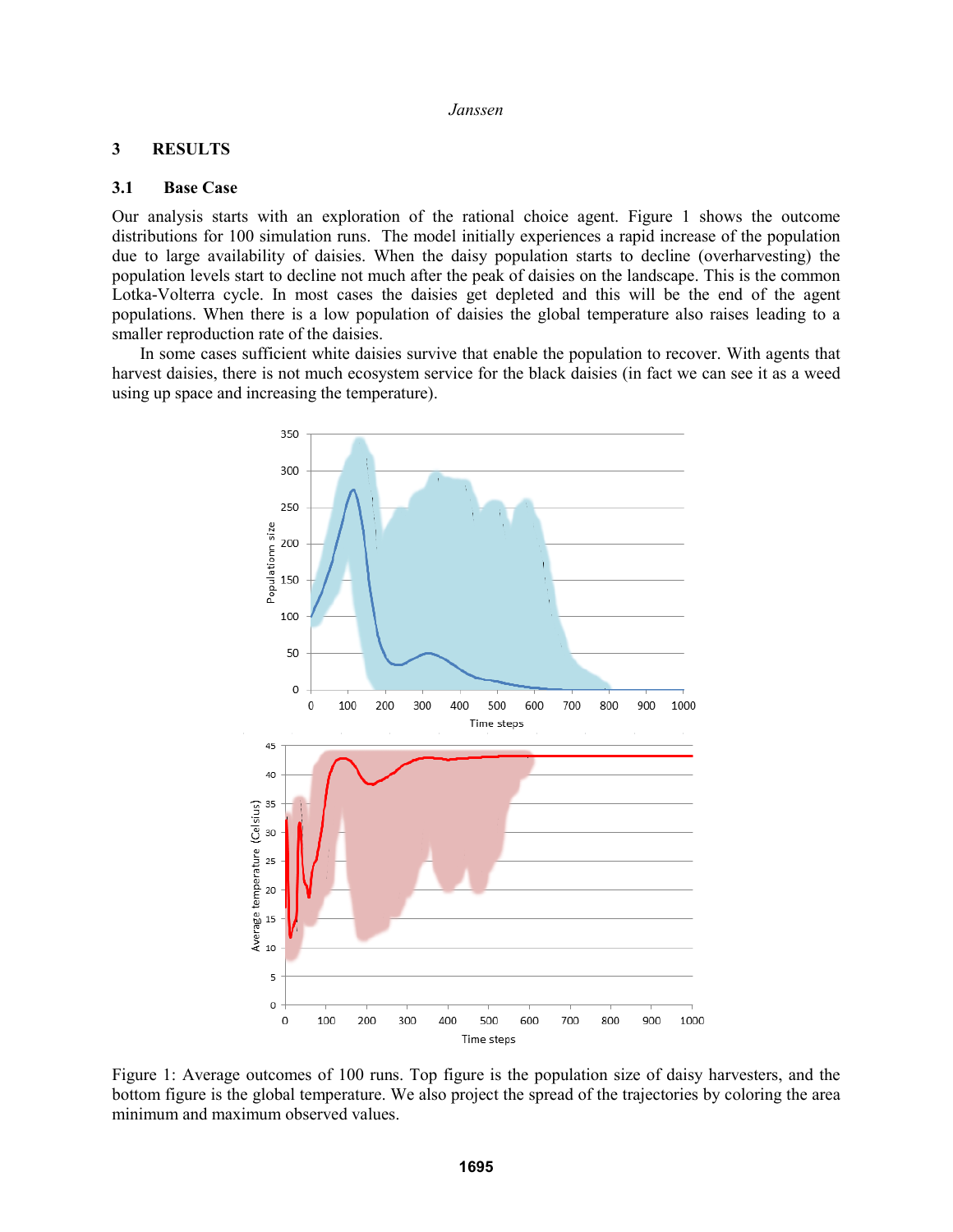## 3 RESULTS

### 3.1 Base Case

Our analysis starts with an exploration of the rational choice agent. Figure 1 shows the outcome distributions for 100 simulation runs. The model initially experiences a rapid increase of the population due to large availability of daisies. When the daisy population starts to decline (overharvesting) the population levels start to decline not much after the peak of daisies on the landscape. This is the common Lotka-Volterra cycle. In most cases the daisies get depleted and this will be the end of the agent populations. When there is a low population of daisies the global temperature also raises leading to a smaller reproduction rate of the daisies.

In some cases sufficient white daisies survive that enable the population to recover. With agents that harvest daisies, there is not much ecosystem service for the black daisies (in fact we can see it as a weed using up space and increasing the temperature).

Figure 1: Average outcomes of 100 runs. Top figure is the population size of daisy harvesters, and the bottom figure is the global temperature. We also project the spread of the trajectories by coloring the area minimum and maximum observed values.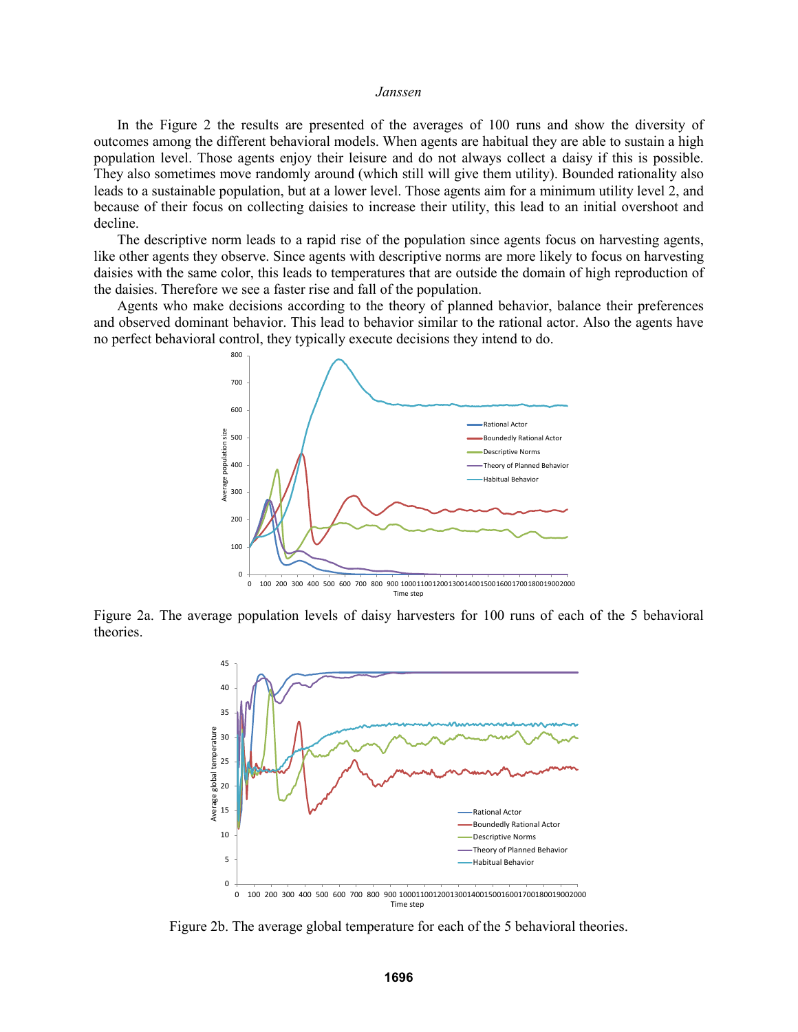In the Figure 2 the results are presented of the averages of 100 runs and show the diversity of outcomes among the different behavioral models. When agents are habitual they are able to sustain a high population level. Those agents enjoy their leisure and do not always collect a daisy if this is possible. They also sometimes move randomly around (which still will give them utility). Bounded rationality also leads to a sustainable population, but at a lower level. Those agents aim for a minimum utility level 2, and because of their focus on collecting daisies to increase their utility, this lead to an initial overshoot and decline.

The descriptive norm leads to a rapid rise of the population since agents focus on harvesting agents, like other agents they observe. Since agents with descriptive norms are more likely to focus on harvesting daisies with the same color, this leads to temperatures that are outside the domain of high reproduction of the daisies. Therefore we see a faster rise and fall of the population.

Agents who make decisions according to the theory of planned behavior, balance their preferences and observed dominant behavior. This lead to behavior similar to the rational actor. Also the agents have no perfect behavioral control, they typically execute decisions they intend to do.

Figure 2a. The average population levels of daisy harvesters for 100 runs of each of the 5 behavioral theories.

Figure 2b. The average global temperature for each of the 5 behavioral theories.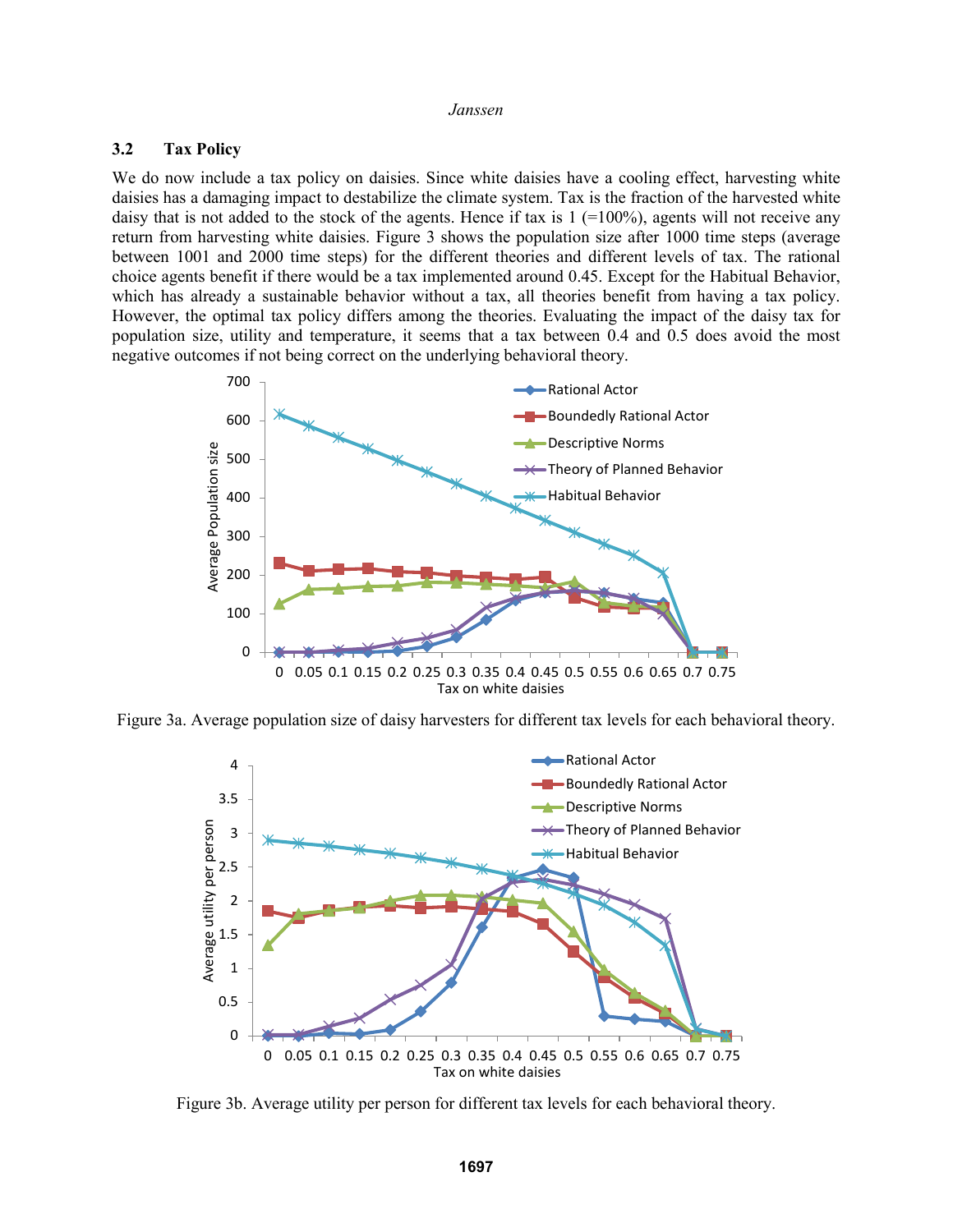### 3.2 Tax Policy

We do now include a tax policy on daisies. Since white daisies have a cooling effect, harvesting white daisies has a damaging impact to destabilize the climate system. Tax is the fraction of the harvested white daisy that is not added to the stock of the agents. Hence if tax is 1 (=100%), agents will not receive any return from harvesting white daisies. Figure 3 shows the population size after 1000 time steps (average between 1001 and 2000 time steps) for the different theories and different levels of tax. The rational choice agents benefit if there would be a tax implemented around 0.45. Except for the Habitual Behavior, which has already a sustainable behavior without a tax, all theories benefit from having a tax policy. However, the optimal tax policy differs among the theories. Evaluating the impact of the daisy tax for population size, utility and temperature, it seems that a tax between 0.4 and 0.5 does avoid the most negative outcomes if not being correct on the underlying behavioral theory.

Figure 3a. Average population size of daisy harvesters for different tax levels for each behavioral theory.

Figure 3b. Average utility per person for different tax levels for each behavioral theory.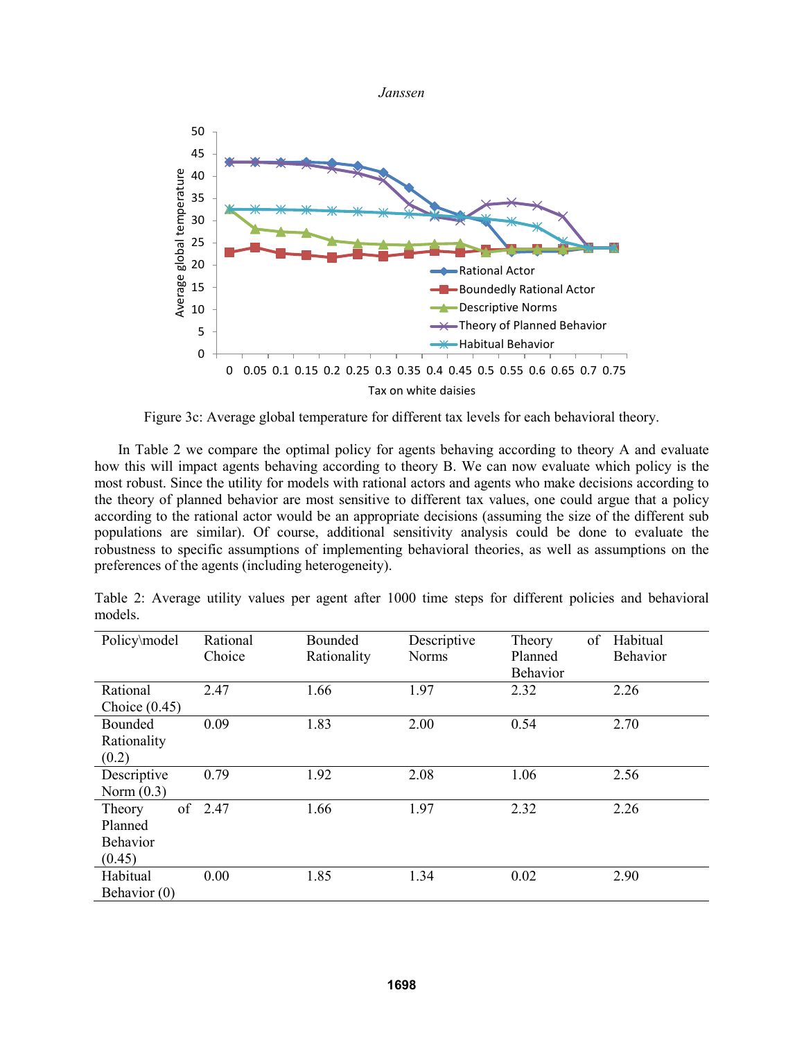Figure 3c: Average global temperature for different tax levels for each behavioral theory.

In Table 2 we compare the optimal policy for agents behaving according to theory A and evaluate how this will impact agents behaving according to theory B. We can now evaluate which policy is the most robust. Since the utility for models with rational actors and agents who make decisions according to the theory of planned behavior are most sensitive to different tax values, one could argue that a policy according to the rational actor would be an appropriate decisions (assuming the size of the different sub populations are similar). Of course, additional sensitivity analysis could be done to evaluate the robustness to specific assumptions of implementing behavioral theories, as well as assumptions on the preferences of the agents (including heterogeneity).

Table 2: Average utility values per agent after 1000 time steps for different policies and behavioral models.

| Policy\model | Rational Choice | Bounded Rationality | Descriptive Norms | Theory of Planned Behavior | Habitual Behavior |
|---|---|---|---|---|---|
| Rational Choice (0.45) | 2.47 | 1.66 | 1.97 | 2.32 | 2.26 |
| Bounded Rationality (0.2) | 0.09 | 1.83 | 2.00 | 0.54 | 2.70 |
| Descriptive Norm (0.3) | 0.79 | 1.92 | 2.08 | 1.06 | 2.56 |
| Theory of Planned Behavior (0.45) | 2.47 | 1.66 | 1.97 | 2.32 | 2.26 |
| Habitual Behavior (0) | 0.00 | 1.85 | 1.34 | 0.02 | 2.90 |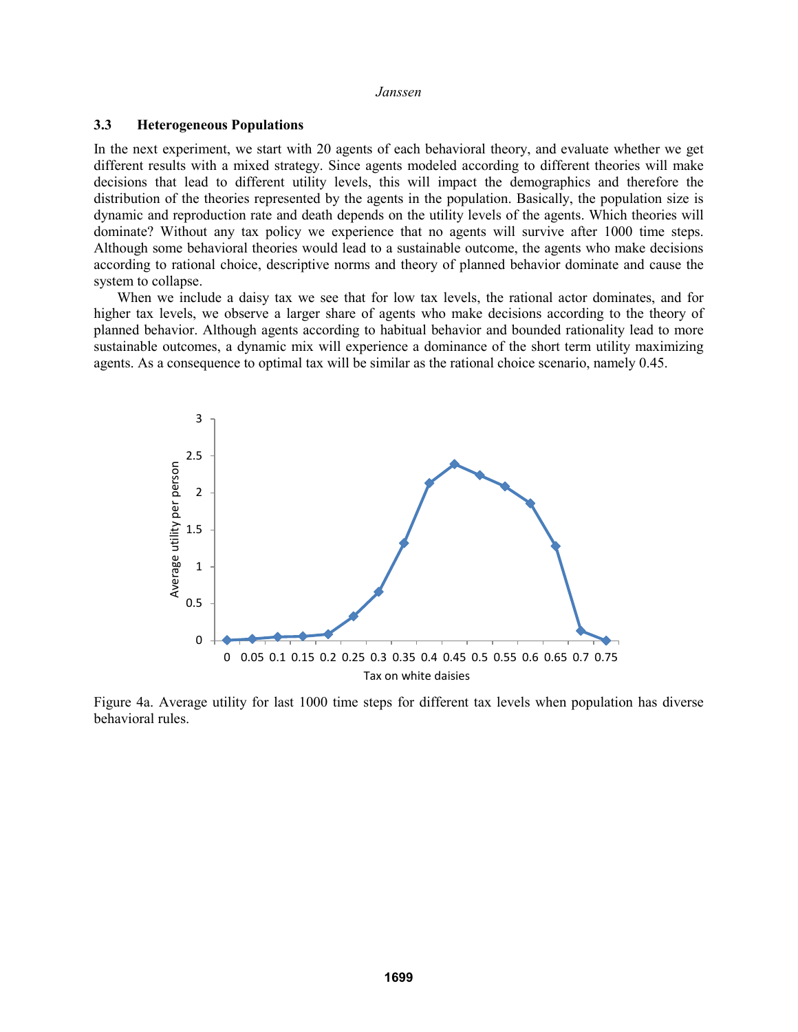### 3.3 Heterogeneous Populations

In the next experiment, we start with 20 agents of each behavioral theory, and evaluate whether we get different results with a mixed strategy. Since agents modeled according to different theories will make decisions that lead to different utility levels, this will impact the demographics and therefore the distribution of the theories represented by the agents in the population. Basically, the population size is dynamic and reproduction rate and death depends on the utility levels of the agents. Which theories will dominate? Without any tax policy we experience that no agents will survive after 1000 time steps. Although some behavioral theories would lead to a sustainable outcome, the agents who make decisions according to rational choice, descriptive norms and theory of planned behavior dominate and cause the system to collapse.

When we include a daisy tax we see that for low tax levels, the rational actor dominates, and for higher tax levels, we observe a larger share of agents who make decisions according to the theory of planned behavior. Although agents according to habitual behavior and bounded rationality lead to more sustainable outcomes, a dynamic mix will experience a dominance of the short term utility maximizing agents. As a consequence to optimal tax will be similar as the rational choice scenario, namely 0.45.

Figure 4a. Average utility for last 1000 time steps for different tax levels when population has diverse behavioral rules.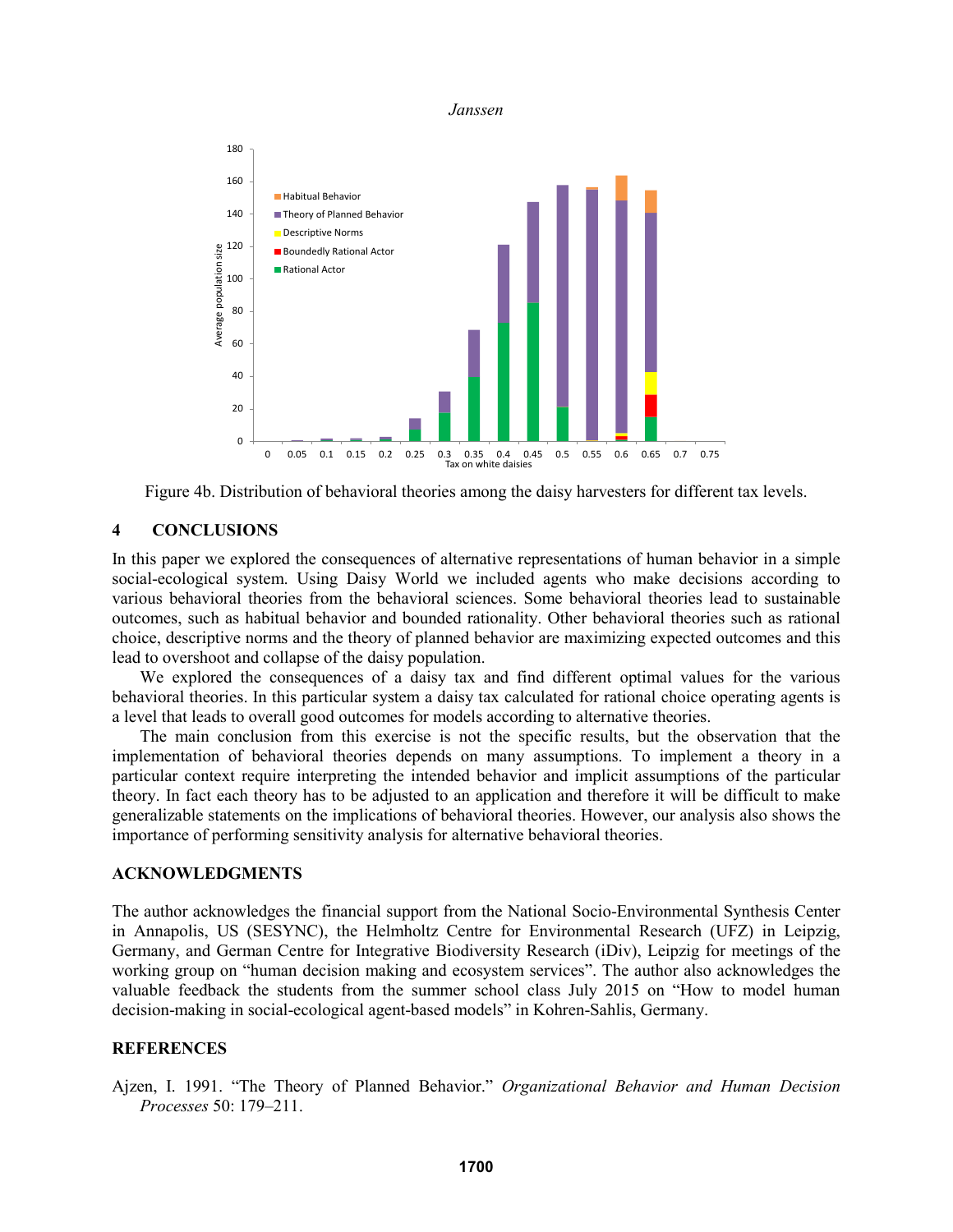Figure 4b. Distribution of behavioral theories among the daisy harvesters for different tax levels.

## 4 CONCLUSIONS

In this paper we explored the consequences of alternative representations of human behavior in a simple social-ecological system. Using Daisy World we included agents who make decisions according to various behavioral theories from the behavioral sciences. Some behavioral theories lead to sustainable outcomes, such as habitual behavior and bounded rationality. Other behavioral theories such as rational choice, descriptive norms and the theory of planned behavior are maximizing expected outcomes and this lead to overshoot and collapse of the daisy population.

We explored the consequences of a daisy tax and find different optimal values for the various behavioral theories. In this particular system a daisy tax calculated for rational choice operating agents is a level that leads to overall good outcomes for models according to alternative theories.

The main conclusion from this exercise is not the specific results, but the observation that the implementation of behavioral theories depends on many assumptions. To implement a theory in a particular context require interpreting the intended behavior and implicit assumptions of the particular theory. In fact each theory has to be adjusted to an application and therefore it will be difficult to make generalizable statements on the implications of behavioral theories. However, our analysis also shows the importance of performing sensitivity analysis for alternative behavioral theories.

## ACKNOWLEDGMENTS

The author acknowledges the financial support from the National Socio-Environmental Synthesis Center in Annapolis, US (SESYNC), the Helmholtz Centre for Environmental Research (UFZ) in Leipzig, Germany, and German Centre for Integrative Biodiversity Research (iDiv), Leipzig for meetings of the working group on "human decision making and ecosystem services". The author also acknowledges the valuable feedback the students from the summer school class July 2015 on "How to model human decision-making in social-ecological agent-based models" in Kohren-Sahlis, Germany.

## REFERENCES

Ajzen, I. 1991. "The Theory of Planned Behavior." *Organizational Behavior and Human Decision Processes* 50: 179–211.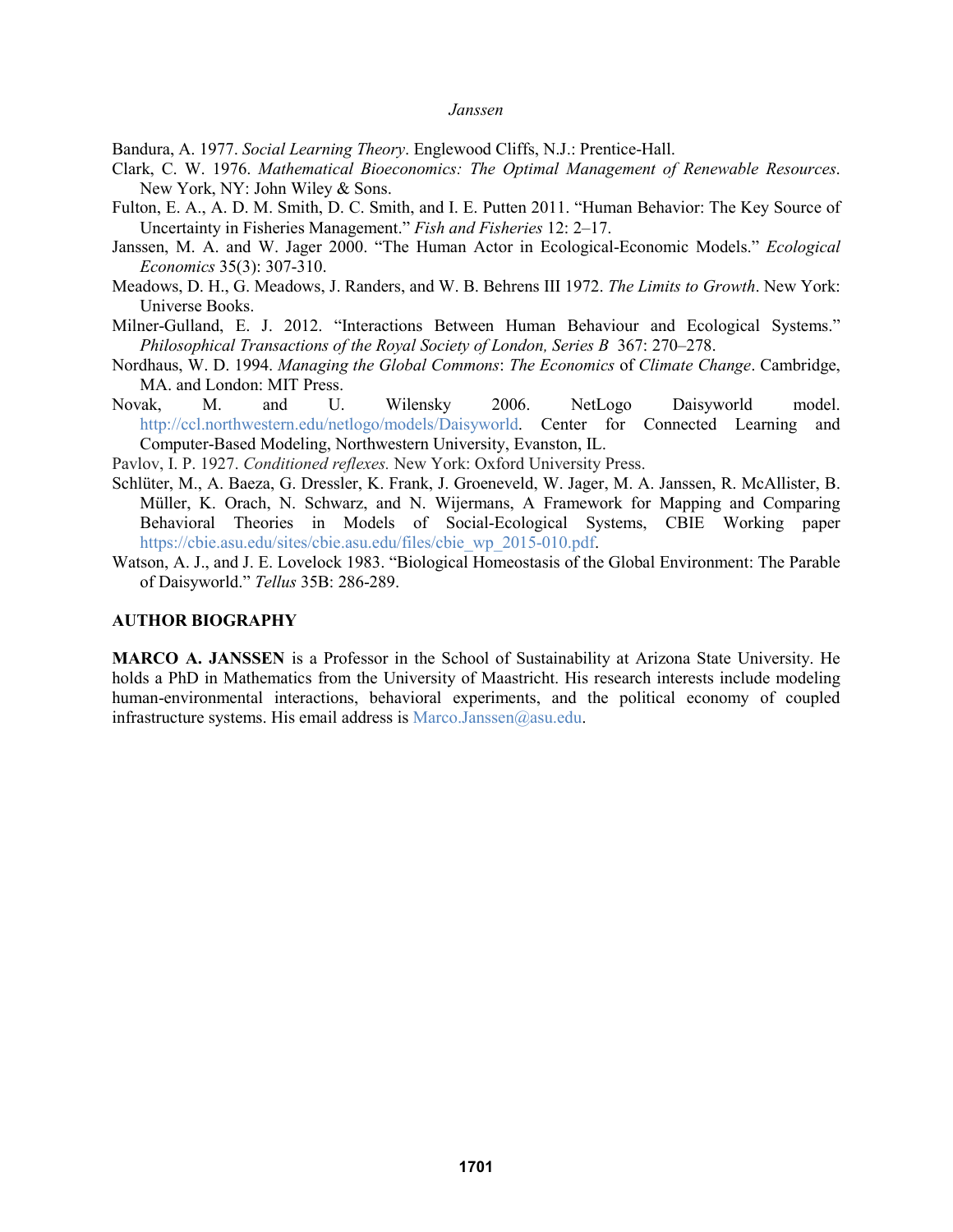Bandura, A. 1977. *Social Learning Theory*. Englewood Cliffs, N.J.: Prentice-Hall.

Clark, C. W. 1976. *Mathematical Bioeconomics: The Optimal Management of Renewable Resources*. New York, NY: John Wiley & Sons.

Fulton, E. A., A. D. M. Smith, D. C. Smith, and I. E. Putten 2011. "Human Behavior: The Key Source of Uncertainty in Fisheries Management." *Fish and Fisheries* 12: 2–17.

Janssen, M. A. and W. Jager 2000. "The Human Actor in Ecological-Economic Models." *Ecological Economics* 35(3): 307-310.

Meadows, D. H., G. Meadows, J. Randers, and W. B. Behrens III 1972. *The Limits to Growth*. New York: Universe Books.

Milner-Gulland, E. J. 2012. "Interactions Between Human Behaviour and Ecological Systems." *Philosophical Transactions of the Royal Society of London, Series B* 367: 270–278.

Nordhaus, W. D. 1994. *Managing the Global Commons*: *The Economics* of *Climate Change*. Cambridge, MA. and London: MIT Press.

Novak, M. and U. Wilensky 2006. NetLogo Daisyworld model. http://ccl.northwestern.edu/netlogo/models/Daisyworld. Center for Connected Learning and Computer-Based Modeling, Northwestern University, Evanston, IL.

Pavlov, I. P. 1927. *Conditioned reflexes.* New York: Oxford University Press.

Schlüter, M., A. Baeza, G. Dressler, K. Frank, J. Groeneveld, W. Jager, M. A. Janssen, R. McAllister, B. Müller, K. Orach, N. Schwarz, and N. Wijermans, A Framework for Mapping and Comparing Behavioral Theories in Models of Social-Ecological Systems, CBIE Working paper https://cbie.asu.edu/sites/cbie.asu.edu/files/cbie_wp_2015-010.pdf.

Watson, A. J., and J. E. Lovelock 1983. "Biological Homeostasis of the Global Environment: The Parable of Daisyworld." *Tellus* 35B: 286-289.

## AUTHOR BIOGRAPHY

**MARCO A. JANSSEN** is a Professor in the School of Sustainability at Arizona State University. He holds a PhD in Mathematics from the University of Maastricht. His research interests include modeling human-environmental interactions, behavioral experiments, and the political economy of coupled infrastructure systems. His email address is Marco.Janssen@asu.edu.